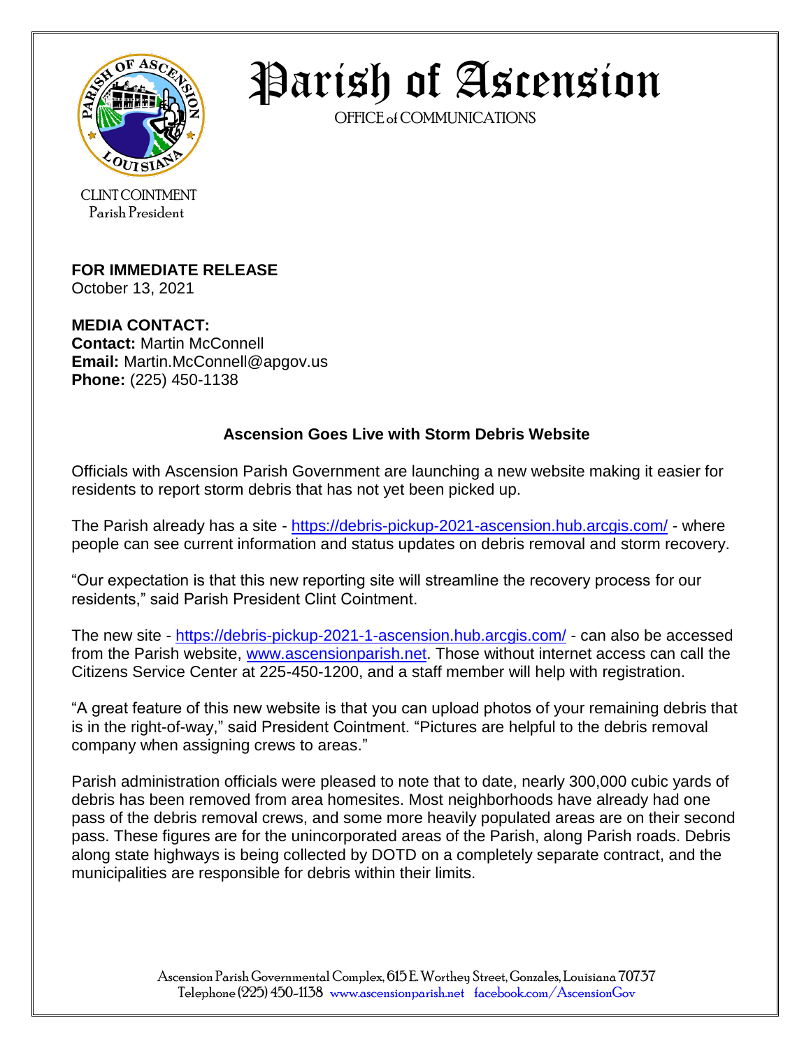# Parish of Ascension

OFFICE of COMMUNICATIONS

CLINT COINTMENT
Parish President

**FOR IMMEDIATE RELEASE**
October 13, 2021

**MEDIA CONTACT:**
**Contact:** Martin McConnell
**Email:** Martin.McConnell@apgov.us
**Phone:** (225) 450-1138

**Ascension Goes Live with Storm Debris Website**

Officials with Ascension Parish Government are launching a new website making it easier for residents to report storm debris that has not yet been picked up.

The Parish already has a site - https://debris-pickup-2021-ascension.hub.arcgis.com/ - where people can see current information and status updates on debris removal and storm recovery.

"Our expectation is that this new reporting site will streamline the recovery process for our residents," said Parish President Clint Cointment.

The new site - https://debris-pickup-2021-1-ascension.hub.arcgis.com/ - can also be accessed from the Parish website, www.ascensionparish.net. Those without internet access can call the Citizens Service Center at 225-450-1200, and a staff member will help with registration.

"A great feature of this new website is that you can upload photos of your remaining debris that is in the right-of-way," said President Cointment. "Pictures are helpful to the debris removal company when assigning crews to areas."

Parish administration officials were pleased to note that to date, nearly 300,000 cubic yards of debris has been removed from area homesites. Most neighborhoods have already had one pass of the debris removal crews, and some more heavily populated areas are on their second pass. These figures are for the unincorporated areas of the Parish, along Parish roads. Debris along state highways is being collected by DOTD on a completely separate contract, and the municipalities are responsible for debris within their limits.

Ascension Parish Governmental Complex, 615 E. Worthey Street, Gonzales, Louisiana 70737
Telephone (225) 450-1138 www.ascensionparish.net facebook.com/AscensionGov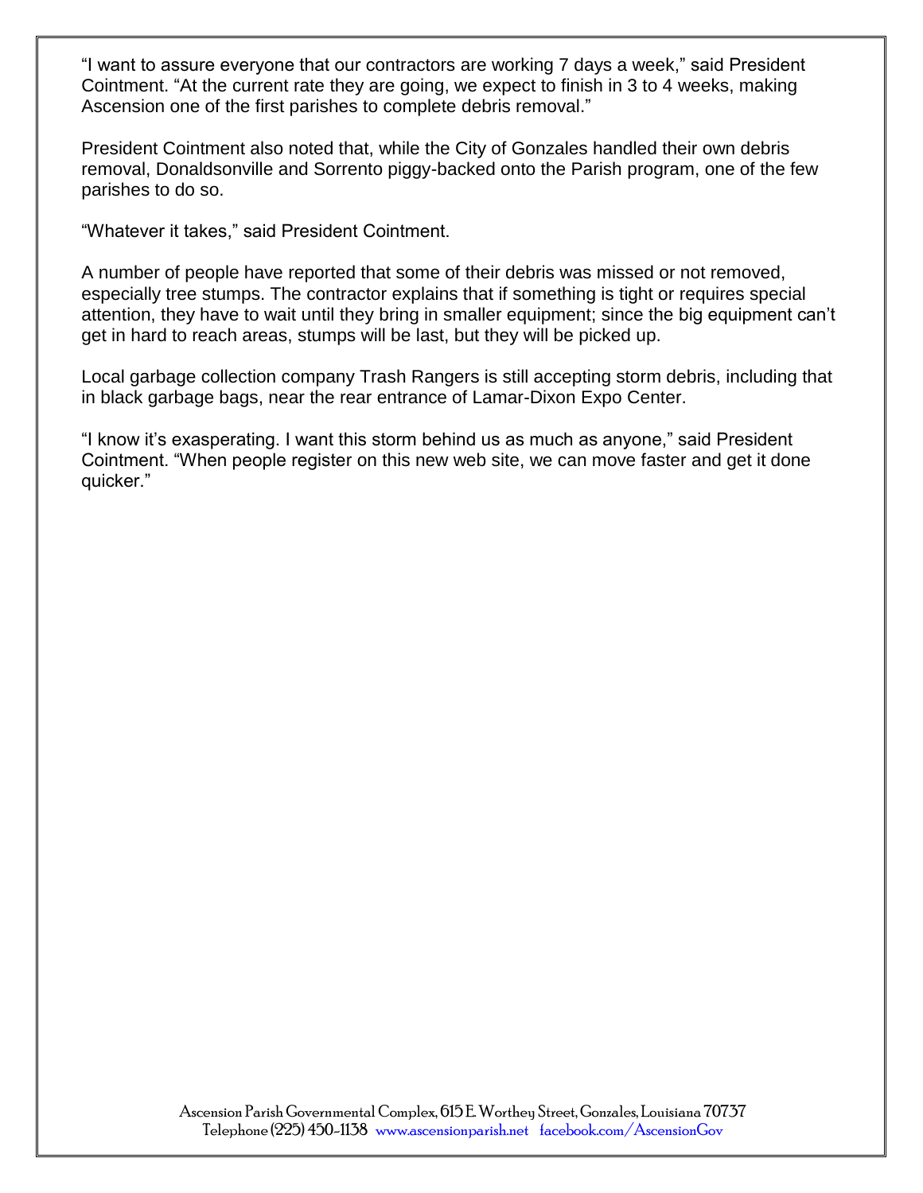"I want to assure everyone that our contractors are working 7 days a week," said President Cointment. "At the current rate they are going, we expect to finish in 3 to 4 weeks, making Ascension one of the first parishes to complete debris removal."

President Cointment also noted that, while the City of Gonzales handled their own debris removal, Donaldsonville and Sorrento piggy-backed onto the Parish program, one of the few parishes to do so.

"Whatever it takes," said President Cointment.

A number of people have reported that some of their debris was missed or not removed, especially tree stumps. The contractor explains that if something is tight or requires special attention, they have to wait until they bring in smaller equipment; since the big equipment can't get in hard to reach areas, stumps will be last, but they will be picked up.

Local garbage collection company Trash Rangers is still accepting storm debris, including that in black garbage bags, near the rear entrance of Lamar-Dixon Expo Center.

"I know it's exasperating. I want this storm behind us as much as anyone," said President Cointment. "When people register on this new web site, we can move faster and get it done quicker."

Ascension Parish Governmental Complex, 615 E. Worthey Street, Gonzales, Louisiana 70737
Telephone (225) 450-1138 www.ascensionparish.net facebook.com/AscensionGov